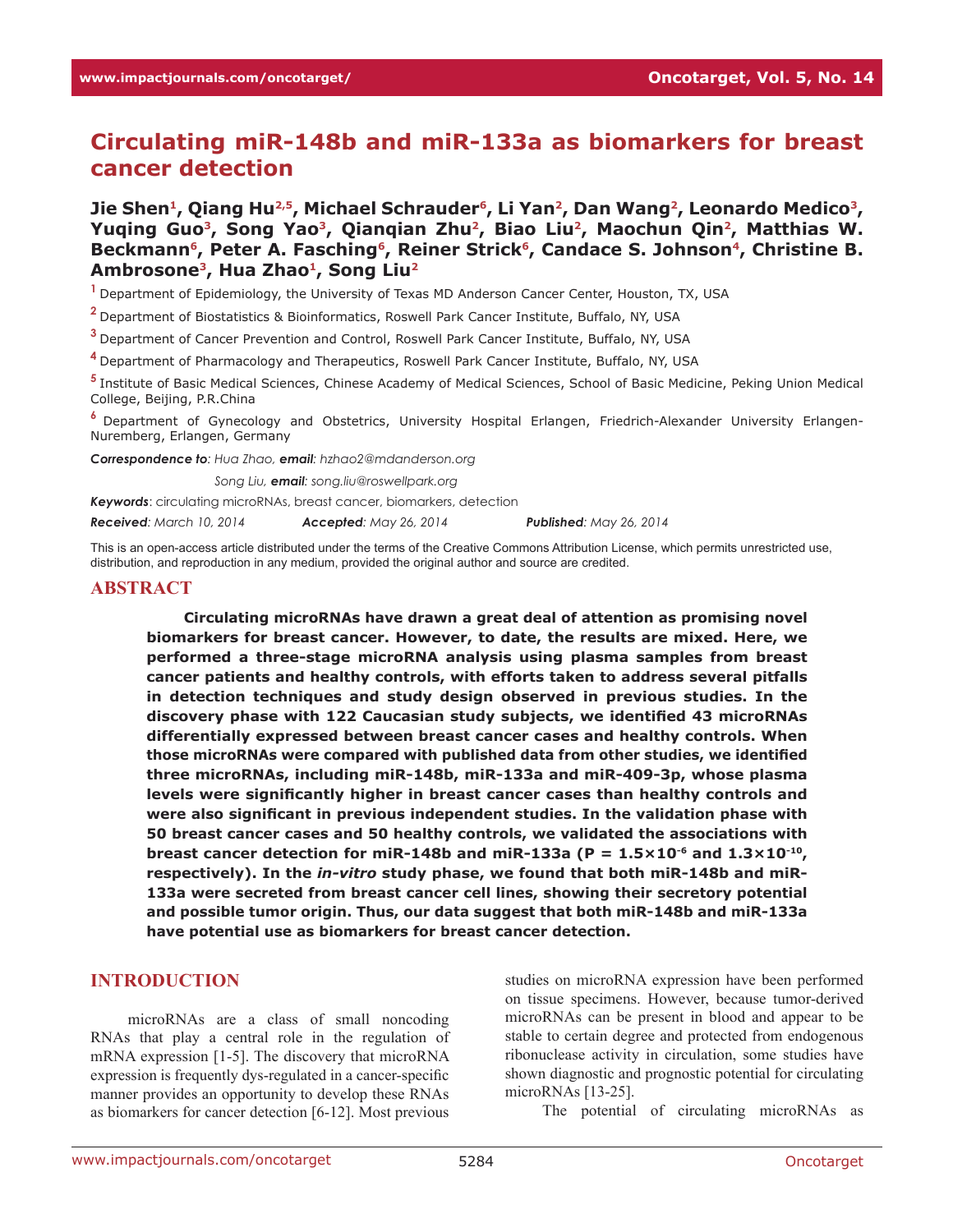# Circulating miR-148b and miR-133a as biomarkers for breast cancer detection

**Jie Shen[1], Qiang Hu[2,5], Michael Schrauder[6], Li Yan[2], Dan Wang[2], Leonardo Medico[3], Yuqing Guo[3], Song Yao[3], Qianqian Zhu[2], Biao Liu[2], Maochun Qin[2], Matthias W. Beckmann[6], Peter A. Fasching[6], Reiner Strick[6], Candace S. Johnson[4], Christine B. Ambrosone[3], Hua Zhao[1], Song Liu[2]**

[1] Department of Epidemiology, the University of Texas MD Anderson Cancer Center, Houston, TX, USA

[2] Department of Biostatistics & Bioinformatics, Roswell Park Cancer Institute, Buffalo, NY, USA

[3] Department of Cancer Prevention and Control, Roswell Park Cancer Institute, Buffalo, NY, USA

[4] Department of Pharmacology and Therapeutics, Roswell Park Cancer Institute, Buffalo, NY, USA

[5] Institute of Basic Medical Sciences, Chinese Academy of Medical Sciences, School of Basic Medicine, Peking Union Medical College, Beijing, P.R.China

[6] Department of Gynecology and Obstetrics, University Hospital Erlangen, Friedrich-Alexander University Erlangen-Nuremberg, Erlangen, Germany

***Correspondence to***: *Hua Zhao, **email**: hzhao2@mdanderson.org*

*Song Liu, **email**: song.liu@roswellpark.org*

***Keywords***: circulating microRNAs, breast cancer, biomarkers, detection

***Received***: *March 10, 2014* ***Accepted***: *May 26, 2014* ***Published***: *May 26, 2014*

This is an open-access article distributed under the terms of the Creative Commons Attribution License, which permits unrestricted use, distribution, and reproduction in any medium, provided the original author and source are credited.

## ABSTRACT

**Circulating microRNAs have drawn a great deal of attention as promising novel biomarkers for breast cancer. However, to date, the results are mixed. Here, we performed a three-stage microRNA analysis using plasma samples from breast cancer patients and healthy controls, with efforts taken to address several pitfalls in detection techniques and study design observed in previous studies. In the discovery phase with 122 Caucasian study subjects, we identified 43 microRNAs differentially expressed between breast cancer cases and healthy controls. When those microRNAs were compared with published data from other studies, we identified three microRNAs, including miR-148b, miR-133a and miR-409-3p, whose plasma levels were significantly higher in breast cancer cases than healthy controls and were also significant in previous independent studies. In the validation phase with 50 breast cancer cases and 50 healthy controls, we validated the associations with breast cancer detection for miR-148b and miR-133a ($P = 1.5\times10^{-6}$ and $1.3\times10^{-10}$, respectively). In the *in-vitro* study phase, we found that both miR-148b and miR-133a were secreted from breast cancer cell lines, showing their secretory potential and possible tumor origin. Thus, our data suggest that both miR-148b and miR-133a have potential use as biomarkers for breast cancer detection.**

## INTRODUCTION

microRNAs are a class of small noncoding RNAs that play a central role in the regulation of mRNA expression [1-5]. The discovery that microRNA expression is frequently dys-regulated in a cancer-specific manner provides an opportunity to develop these RNAs as biomarkers for cancer detection [6-12]. Most previous studies on microRNA expression have been performed on tissue specimens. However, because tumor-derived microRNAs can be present in blood and appear to be stable to certain degree and protected from endogenous ribonuclease activity in circulation, some studies have shown diagnostic and prognostic potential for circulating microRNAs [13-25].

The potential of circulating microRNAs as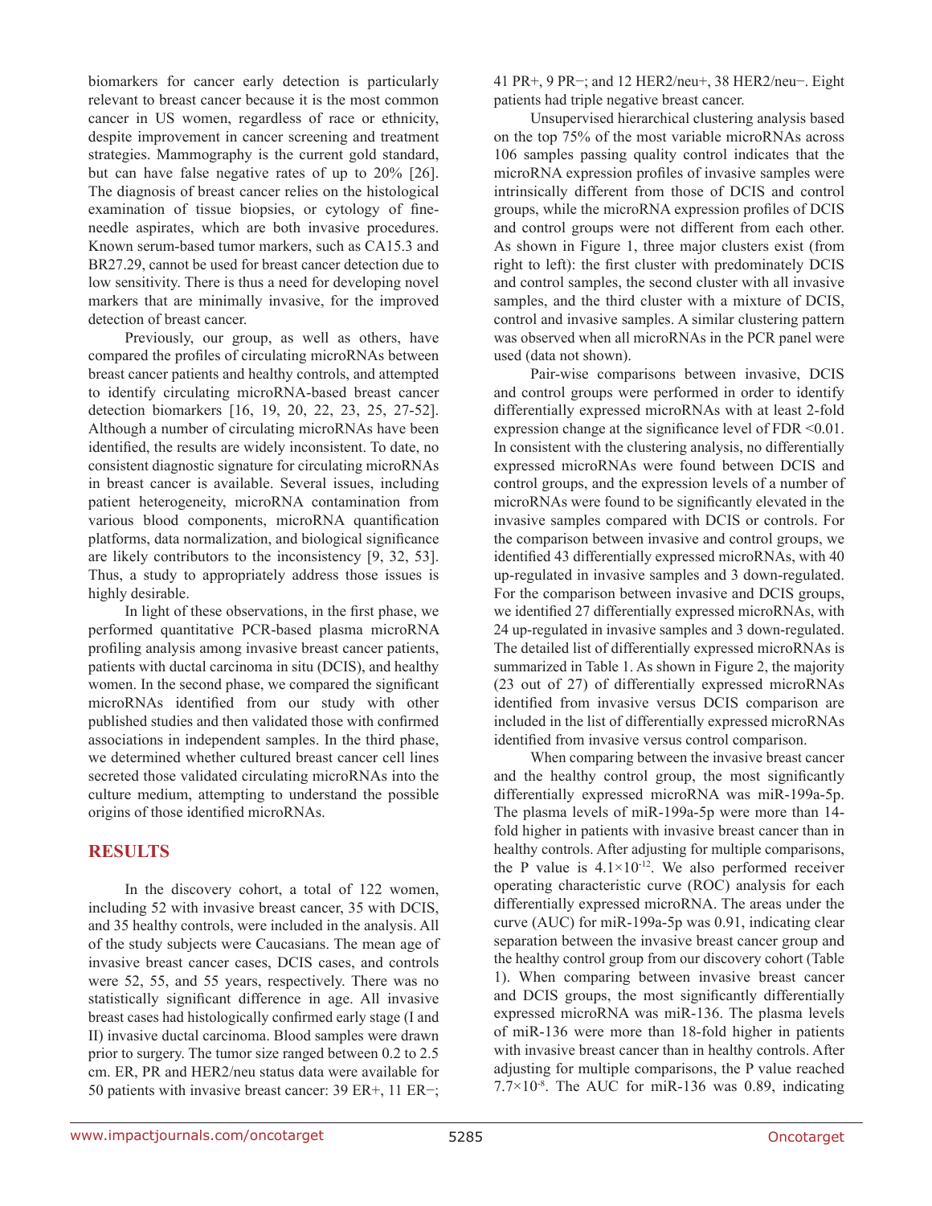biomarkers for cancer early detection is particularly relevant to breast cancer because it is the most common cancer in US women, regardless of race or ethnicity, despite improvement in cancer screening and treatment strategies. Mammography is the current gold standard, but can have false negative rates of up to 20% [26]. The diagnosis of breast cancer relies on the histological examination of tissue biopsies, or cytology of fine-needle aspirates, which are both invasive procedures. Known serum-based tumor markers, such as CA15.3 and BR27.29, cannot be used for breast cancer detection due to low sensitivity. There is thus a need for developing novel markers that are minimally invasive, for the improved detection of breast cancer.

Previously, our group, as well as others, have compared the profiles of circulating microRNAs between breast cancer patients and healthy controls, and attempted to identify circulating microRNA-based breast cancer detection biomarkers [16, 19, 20, 22, 23, 25, 27-52]. Although a number of circulating microRNAs have been identified, the results are widely inconsistent. To date, no consistent diagnostic signature for circulating microRNAs in breast cancer is available. Several issues, including patient heterogeneity, microRNA contamination from various blood components, microRNA quantification platforms, data normalization, and biological significance are likely contributors to the inconsistency [9, 32, 53]. Thus, a study to appropriately address those issues is highly desirable.

In light of these observations, in the first phase, we performed quantitative PCR-based plasma microRNA profiling analysis among invasive breast cancer patients, patients with ductal carcinoma in situ (DCIS), and healthy women. In the second phase, we compared the significant microRNAs identified from our study with other published studies and then validated those with confirmed associations in independent samples. In the third phase, we determined whether cultured breast cancer cell lines secreted those validated circulating microRNAs into the culture medium, attempting to understand the possible origins of those identified microRNAs.

## RESULTS

In the discovery cohort, a total of 122 women, including 52 with invasive breast cancer, 35 with DCIS, and 35 healthy controls, were included in the analysis. All of the study subjects were Caucasians. The mean age of invasive breast cancer cases, DCIS cases, and controls were 52, 55, and 55 years, respectively. There was no statistically significant difference in age. All invasive breast cases had histologically confirmed early stage (I and II) invasive ductal carcinoma. Blood samples were drawn prior to surgery. The tumor size ranged between 0.2 to 2.5 cm. ER, PR and HER2/neu status data were available for 50 patients with invasive breast cancer: 39 ER+, 11 ER−; 41 PR+, 9 PR−; and 12 HER2/neu+, 38 HER2/neu−. Eight patients had triple negative breast cancer.

Unsupervised hierarchical clustering analysis based on the top 75% of the most variable microRNAs across 106 samples passing quality control indicates that the microRNA expression profiles of invasive samples were intrinsically different from those of DCIS and control groups, while the microRNA expression profiles of DCIS and control groups were not different from each other. As shown in Figure 1, three major clusters exist (from right to left): the first cluster with predominately DCIS and control samples, the second cluster with all invasive samples, and the third cluster with a mixture of DCIS, control and invasive samples. A similar clustering pattern was observed when all microRNAs in the PCR panel were used (data not shown).

Pair-wise comparisons between invasive, DCIS and control groups were performed in order to identify differentially expressed microRNAs with at least 2-fold expression change at the significance level of FDR <0.01. In consistent with the clustering analysis, no differentially expressed microRNAs were found between DCIS and control groups, and the expression levels of a number of microRNAs were found to be significantly elevated in the invasive samples compared with DCIS or controls. For the comparison between invasive and control groups, we identified 43 differentially expressed microRNAs, with 40 up-regulated in invasive samples and 3 down-regulated. For the comparison between invasive and DCIS groups, we identified 27 differentially expressed microRNAs, with 24 up-regulated in invasive samples and 3 down-regulated. The detailed list of differentially expressed microRNAs is summarized in Table 1. As shown in Figure 2, the majority (23 out of 27) of differentially expressed microRNAs identified from invasive versus DCIS comparison are included in the list of differentially expressed microRNAs identified from invasive versus control comparison.

When comparing between the invasive breast cancer and the healthy control group, the most significantly differentially expressed microRNA was miR-199a-5p. The plasma levels of miR-199a-5p were more than 14-fold higher in patients with invasive breast cancer than in healthy controls. After adjusting for multiple comparisons, the P value is $4.1\times10^{-12}$. We also performed receiver operating characteristic curve (ROC) analysis for each differentially expressed microRNA. The areas under the curve (AUC) for miR-199a-5p was 0.91, indicating clear separation between the invasive breast cancer group and the healthy control group from our discovery cohort (Table 1). When comparing between invasive breast cancer and DCIS groups, the most significantly differentially expressed microRNA was miR-136. The plasma levels of miR-136 were more than 18-fold higher in patients with invasive breast cancer than in healthy controls. After adjusting for multiple comparisons, the P value reached $7.7\times10^{-8}$. The AUC for miR-136 was 0.89, indicating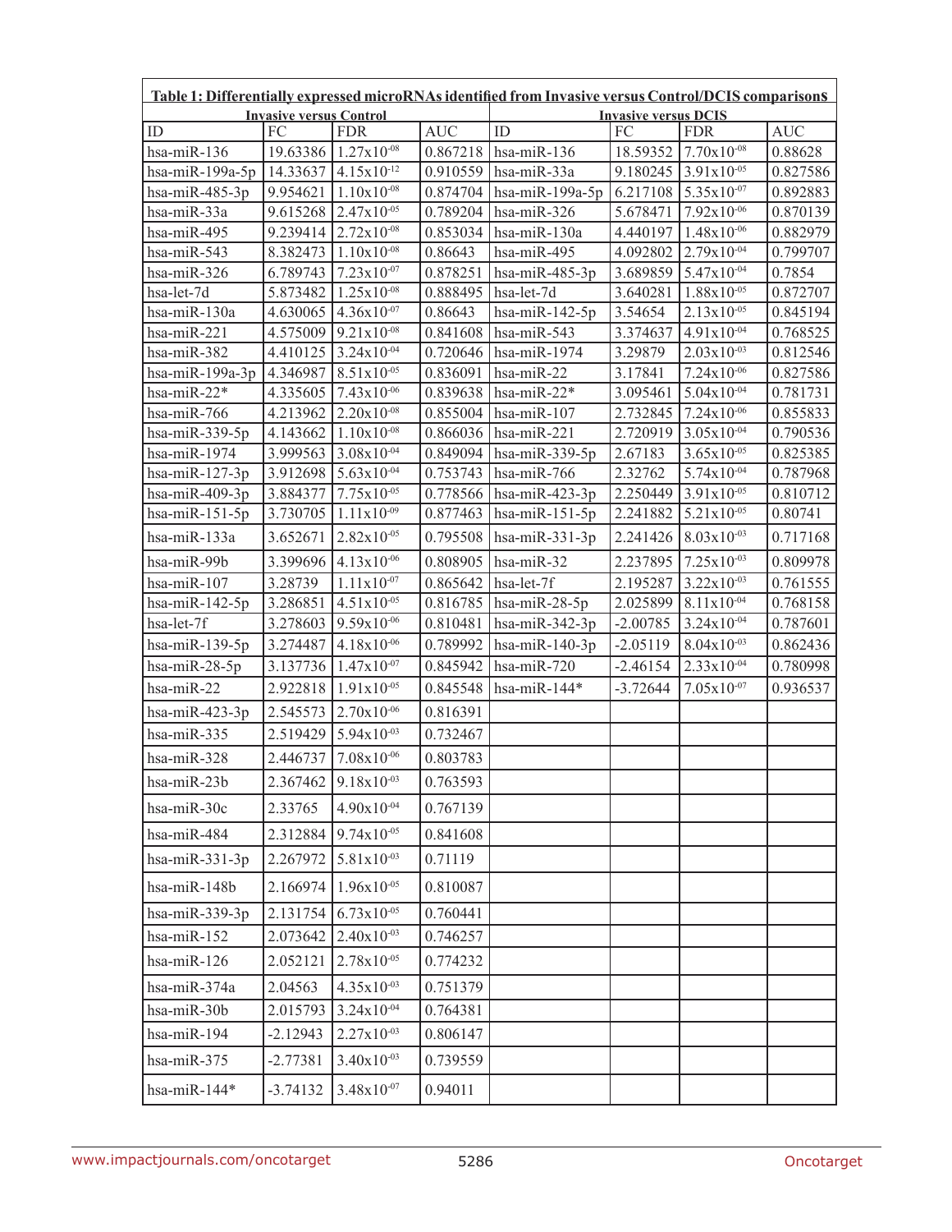**Table 1: Differentially expressed microRNAs identified from Invasive versus Control/DCIS comparisons**

| Invasive versus Control | | | | Invasive versus DCIS | | | |
|---|---|---|---|---|---|---|---|
| ID | FC | FDR | AUC | ID | FC | FDR | AUC |
| hsa-miR-136 | 19.63386 | $1.27 \times 10^{-08}$ | 0.867218 | hsa-miR-136 | 18.59352 | $7.70 \times 10^{-08}$ | 0.88628 |
| hsa-miR-199a-5p | 14.33637 | $4.15 \times 10^{-12}$ | 0.910559 | hsa-miR-33a | 9.180245 | $3.91 \times 10^{-05}$ | 0.827586 |
| hsa-miR-485-3p | 9.954621 | $1.10 \times 10^{-08}$ | 0.874704 | hsa-miR-199a-5p | 6.217108 | $5.35 \times 10^{-07}$ | 0.892883 |
| hsa-miR-33a | 9.615268 | $2.47 \times 10^{-05}$ | 0.789204 | hsa-miR-326 | 5.678471 | $7.92 \times 10^{-06}$ | 0.870139 |
| hsa-miR-495 | 9.239414 | $2.72 \times 10^{-08}$ | 0.853034 | hsa-miR-130a | 4.440197 | $1.48 \times 10^{-06}$ | 0.882979 |
| hsa-miR-543 | 8.382473 | $1.10 \times 10^{-08}$ | 0.86643 | hsa-miR-495 | 4.092802 | $2.79 \times 10^{-04}$ | 0.799707 |
| hsa-miR-326 | 6.789743 | $7.23 \times 10^{-07}$ | 0.878251 | hsa-miR-485-3p | 3.689859 | $5.47 \times 10^{-04}$ | 0.7854 |
| hsa-let-7d | 5.873482 | $1.25 \times 10^{-08}$ | 0.888495 | hsa-let-7d | 3.640281 | $1.88 \times 10^{-05}$ | 0.872707 |
| hsa-miR-130a | 4.630065 | $4.36 \times 10^{-07}$ | 0.86643 | hsa-miR-142-5p | 3.54654 | $2.13 \times 10^{-05}$ | 0.845194 |
| hsa-miR-221 | 4.575009 | $9.21 \times 10^{-08}$ | 0.841608 | hsa-miR-543 | 3.374637 | $4.91 \times 10^{-04}$ | 0.768525 |
| hsa-miR-382 | 4.410125 | $3.24 \times 10^{-04}$ | 0.720646 | hsa-miR-1974 | 3.29879 | $2.03 \times 10^{-03}$ | 0.812546 |
| hsa-miR-199a-3p | 4.346987 | $8.51 \times 10^{-05}$ | 0.836091 | hsa-miR-22 | 3.17841 | $7.24 \times 10^{-06}$ | 0.827586 |
| hsa-miR-22* | 4.335605 | $7.43 \times 10^{-06}$ | 0.839638 | hsa-miR-22* | 3.095461 | $5.04 \times 10^{-04}$ | 0.781731 |
| hsa-miR-766 | 4.213962 | $2.20 \times 10^{-08}$ | 0.855004 | hsa-miR-107 | 2.732845 | $7.24 \times 10^{-06}$ | 0.855833 |
| hsa-miR-339-5p | 4.143662 | $1.10 \times 10^{-08}$ | 0.866036 | hsa-miR-221 | 2.720919 | $3.05 \times 10^{-04}$ | 0.790536 |
| hsa-miR-1974 | 3.999563 | $3.08 \times 10^{-04}$ | 0.849094 | hsa-miR-339-5p | 2.67183 | $3.65 \times 10^{-05}$ | 0.825385 |
| hsa-miR-127-3p | 3.912698 | $5.63 \times 10^{-04}$ | 0.753743 | hsa-miR-766 | 2.32762 | $5.74 \times 10^{-04}$ | 0.787968 |
| hsa-miR-409-3p | 3.884377 | $7.75 \times 10^{-05}$ | 0.778566 | hsa-miR-423-3p | 2.250449 | $3.91 \times 10^{-05}$ | 0.810712 |
| hsa-miR-151-5p | 3.730705 | $1.11 \times 10^{-09}$ | 0.877463 | hsa-miR-151-5p | 2.241882 | $5.21 \times 10^{-05}$ | 0.80741 |
| hsa-miR-133a | 3.652671 | $2.82 \times 10^{-05}$ | 0.795508 | hsa-miR-331-3p | 2.241426 | $8.03 \times 10^{-03}$ | 0.717168 |
| hsa-miR-99b | 3.399696 | $4.13 \times 10^{-06}$ | 0.808905 | hsa-miR-32 | 2.237895 | $7.25 \times 10^{-03}$ | 0.809978 |
| hsa-miR-107 | 3.28739 | $1.11 \times 10^{-07}$ | 0.865642 | hsa-let-7f | 2.195287 | $3.22 \times 10^{-03}$ | 0.761555 |
| hsa-miR-142-5p | 3.286851 | $4.51 \times 10^{-05}$ | 0.816785 | hsa-miR-28-5p | 2.025899 | $8.11 \times 10^{-04}$ | 0.768158 |
| hsa-let-7f | 3.278603 | $9.59 \times 10^{-06}$ | 0.810481 | hsa-miR-342-3p | -2.00785 | $3.24 \times 10^{-04}$ | 0.787601 |
| hsa-miR-139-5p | 3.274487 | $4.18 \times 10^{-06}$ | 0.789992 | hsa-miR-140-3p | -2.05119 | $8.04 \times 10^{-03}$ | 0.862436 |
| hsa-miR-28-5p | 3.137736 | $1.47 \times 10^{-07}$ | 0.845942 | hsa-miR-720 | -2.46154 | $2.33 \times 10^{-04}$ | 0.780998 |
| hsa-miR-22 | 2.922818 | $1.91 \times 10^{-05}$ | 0.845548 | hsa-miR-144* | -3.72644 | $7.05 \times 10^{-07}$ | 0.936537 |
| hsa-miR-423-3p | 2.545573 | $2.70 \times 10^{-06}$ | 0.816391 | | | | |
| hsa-miR-335 | 2.519429 | $5.94 \times 10^{-03}$ | 0.732467 | | | | |
| hsa-miR-328 | 2.446737 | $7.08 \times 10^{-06}$ | 0.803783 | | | | |
| hsa-miR-23b | 2.367462 | $9.18 \times 10^{-03}$ | 0.763593 | | | | |
| hsa-miR-30c | 2.33765 | $4.90 \times 10^{-04}$ | 0.767139 | | | | |
| hsa-miR-484 | 2.312884 | $9.74 \times 10^{-05}$ | 0.841608 | | | | |
| hsa-miR-331-3p | 2.267972 | $5.81 \times 10^{-03}$ | 0.71119 | | | | |
| hsa-miR-148b | 2.166974 | $1.96 \times 10^{-05}$ | 0.810087 | | | | |
| hsa-miR-339-3p | 2.131754 | $6.73 \times 10^{-05}$ | 0.760441 | | | | |
| hsa-miR-152 | 2.073642 | $2.40 \times 10^{-03}$ | 0.746257 | | | | |
| hsa-miR-126 | 2.052121 | $2.78 \times 10^{-05}$ | 0.774232 | | | | |
| hsa-miR-374a | 2.04563 | $4.35 \times 10^{-03}$ | 0.751379 | | | | |
| hsa-miR-30b | 2.015793 | $3.24 \times 10^{-04}$ | 0.764381 | | | | |
| hsa-miR-194 | -2.12943 | $2.27 \times 10^{-03}$ | 0.806147 | | | | |
| hsa-miR-375 | -2.77381 | $3.40 \times 10^{-03}$ | 0.739559 | | | | |
| hsa-miR-144* | -3.74132 | $3.48 \times 10^{-07}$ | 0.94011 | | | | |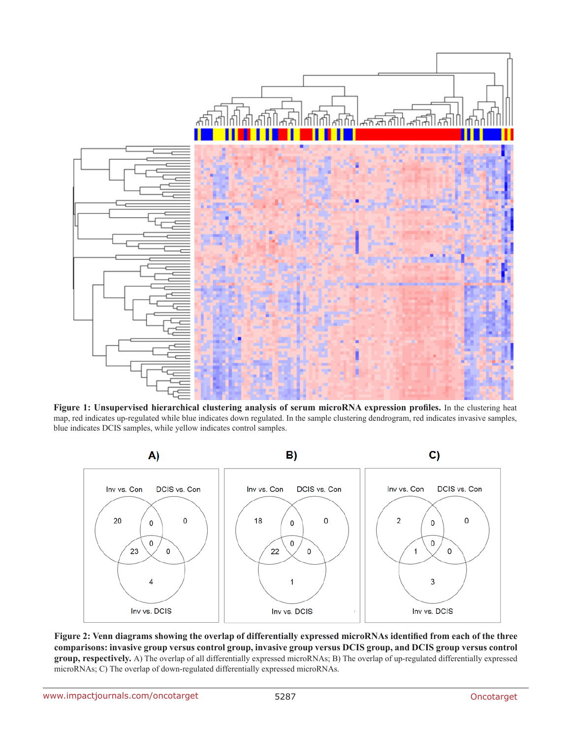**Figure 1: Unsupervised hierarchical clustering analysis of serum microRNA expression profiles.** In the clustering heat map, red indicates up-regulated while blue indicates down regulated. In the sample clustering dendrogram, red indicates invasive samples, blue indicates DCIS samples, while yellow indicates control samples.

**Figure 2: Venn diagrams showing the overlap of differentially expressed microRNAs identified from each of the three comparisons: invasive group versus control group, invasive group versus DCIS group, and DCIS group versus control group, respectively.** A) The overlap of all differentially expressed microRNAs; B) The overlap of up-regulated differentially expressed microRNAs; C) The overlap of down-regulated differentially expressed microRNAs.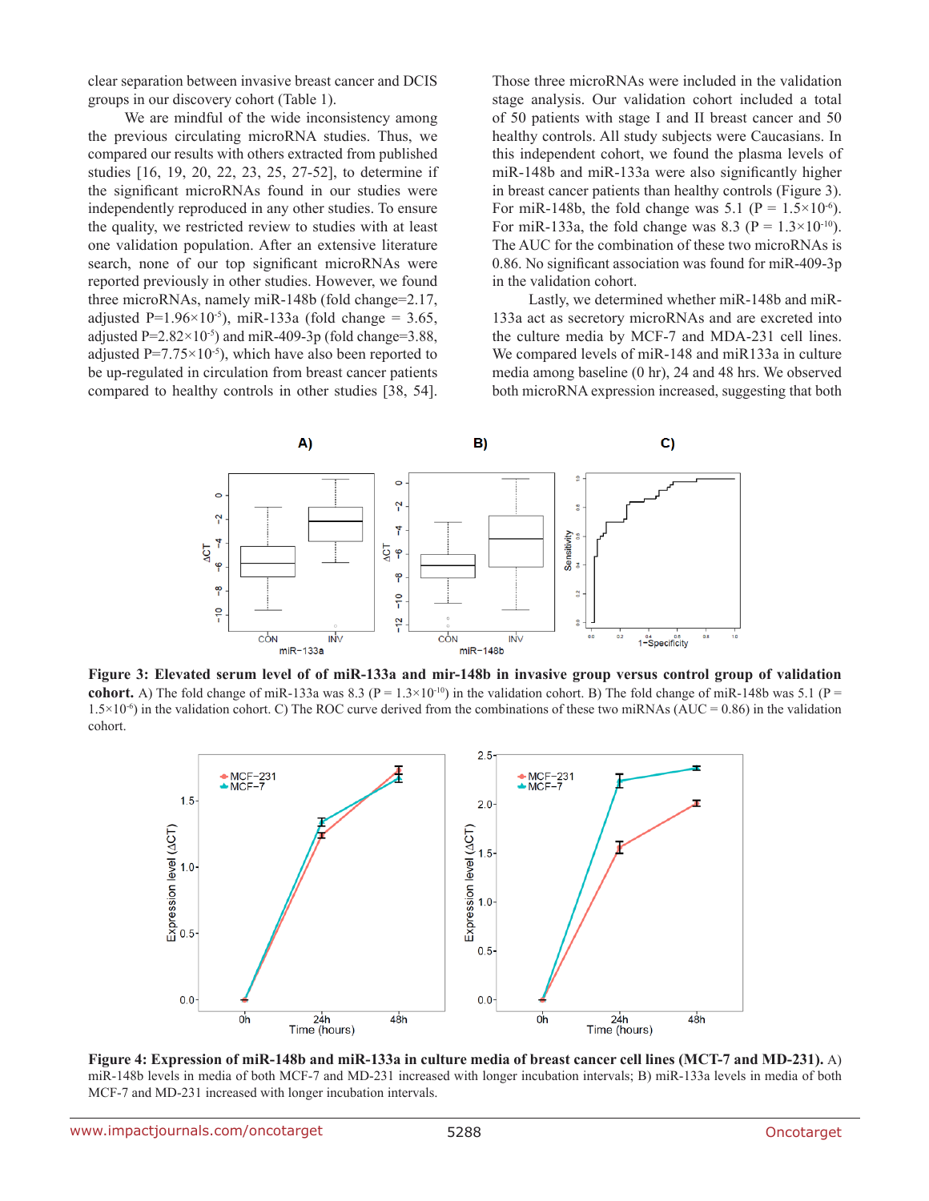clear separation between invasive breast cancer and DCIS groups in our discovery cohort (Table 1).

We are mindful of the wide inconsistency among the previous circulating microRNA studies. Thus, we compared our results with others extracted from published studies [16, 19, 20, 22, 23, 25, 27-52], to determine if the significant microRNAs found in our studies were independently reproduced in any other studies. To ensure the quality, we restricted review to studies with at least one validation population. After an extensive literature search, none of our top significant microRNAs were reported previously in other studies. However, we found three microRNAs, namely miR-148b (fold change=2.17, adjusted P=$1.96 \times 10^{-5}$), miR-133a (fold change = 3.65, adjusted P=$2.82 \times 10^{-5}$) and miR-409-3p (fold change=3.88, adjusted P=$7.75 \times 10^{-5}$), which have also been reported to be up-regulated in circulation from breast cancer patients compared to healthy controls in other studies [38, 54]. Those three microRNAs were included in the validation stage analysis. Our validation cohort included a total of 50 patients with stage I and II breast cancer and 50 healthy controls. All study subjects were Caucasians. In this independent cohort, we found the plasma levels of miR-148b and miR-133a were also significantly higher in breast cancer patients than healthy controls (Figure 3). For miR-148b, the fold change was 5.1 (P = $1.5 \times 10^{-6}$). For miR-133a, the fold change was 8.3 (P = $1.3 \times 10^{-10}$). The AUC for the combination of these two microRNAs is 0.86. No significant association was found for miR-409-3p in the validation cohort.

Lastly, we determined whether miR-148b and miR-133a act as secretory microRNAs and are excreted into the culture media by MCF-7 and MDA-231 cell lines. We compared levels of miR-148 and miR133a in culture media among baseline (0 hr), 24 and 48 hrs. We observed both microRNA expression increased, suggesting that both

**Figure 3: Elevated serum level of of miR-133a and mir-148b in invasive group versus control group of validation cohort.** A) The fold change of miR-133a was 8.3 (P = $1.3 \times 10^{-10}$) in the validation cohort. B) The fold change of miR-148b was 5.1 (P = $1.5 \times 10^{-6}$) in the validation cohort. C) The ROC curve derived from the combinations of these two miRNAs (AUC = 0.86) in the validation cohort.

**Figure 4: Expression of miR-148b and miR-133a in culture media of breast cancer cell lines (MCT-7 and MD-231).** A) miR-148b levels in media of both MCF-7 and MD-231 increased with longer incubation intervals; B) miR-133a levels in media of both MCF-7 and MD-231 increased with longer incubation intervals.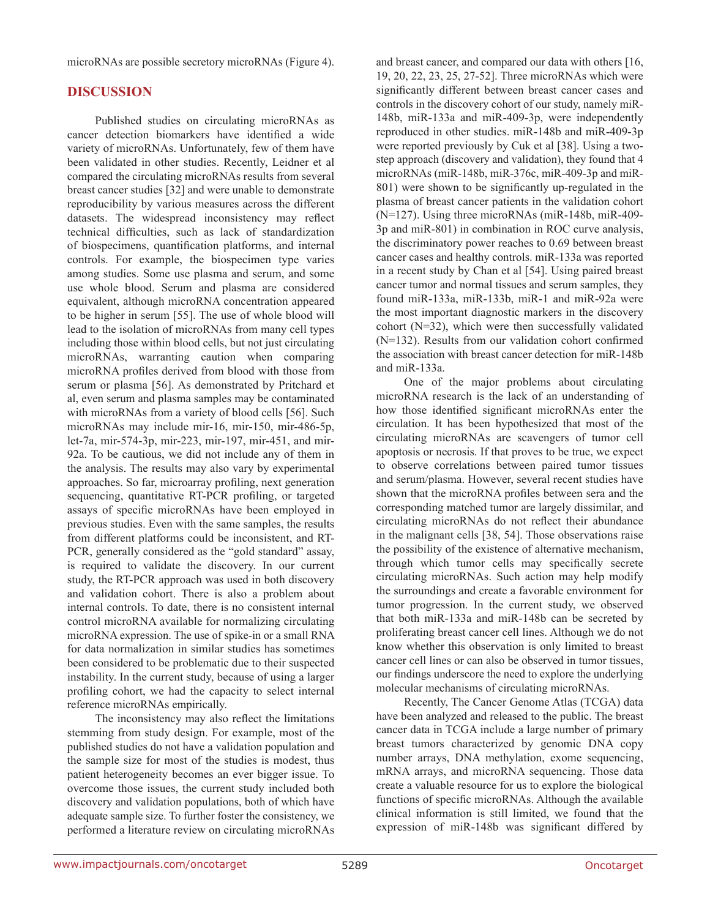microRNAs are possible secretory microRNAs (Figure 4).

## DISCUSSION

Published studies on circulating microRNAs as cancer detection biomarkers have identified a wide variety of microRNAs. Unfortunately, few of them have been validated in other studies. Recently, Leidner et al compared the circulating microRNAs results from several breast cancer studies [32] and were unable to demonstrate reproducibility by various measures across the different datasets. The widespread inconsistency may reflect technical difficulties, such as lack of standardization of biospecimens, quantification platforms, and internal controls. For example, the biospecimen type varies among studies. Some use plasma and serum, and some use whole blood. Serum and plasma are considered equivalent, although microRNA concentration appeared to be higher in serum [55]. The use of whole blood will lead to the isolation of microRNAs from many cell types including those within blood cells, but not just circulating microRNAs, warranting caution when comparing microRNA profiles derived from blood with those from serum or plasma [56]. As demonstrated by Pritchard et al, even serum and plasma samples may be contaminated with microRNAs from a variety of blood cells [56]. Such microRNAs may include mir-16, mir-150, mir-486-5p, let-7a, mir-574-3p, mir-223, mir-197, mir-451, and mir-92a. To be cautious, we did not include any of them in the analysis. The results may also vary by experimental approaches. So far, microarray profiling, next generation sequencing, quantitative RT-PCR profiling, or targeted assays of specific microRNAs have been employed in previous studies. Even with the same samples, the results from different platforms could be inconsistent, and RT-PCR, generally considered as the "gold standard" assay, is required to validate the discovery. In our current study, the RT-PCR approach was used in both discovery and validation cohort. There is also a problem about internal controls. To date, there is no consistent internal control microRNA available for normalizing circulating microRNA expression. The use of spike-in or a small RNA for data normalization in similar studies has sometimes been considered to be problematic due to their suspected instability. In the current study, because of using a larger profiling cohort, we had the capacity to select internal reference microRNAs empirically.

The inconsistency may also reflect the limitations stemming from study design. For example, most of the published studies do not have a validation population and the sample size for most of the studies is modest, thus patient heterogeneity becomes an ever bigger issue. To overcome those issues, the current study included both discovery and validation populations, both of which have adequate sample size. To further foster the consistency, we performed a literature review on circulating microRNAs and breast cancer, and compared our data with others [16, 19, 20, 22, 23, 25, 27-52]. Three microRNAs which were significantly different between breast cancer cases and controls in the discovery cohort of our study, namely miR-148b, miR-133a and miR-409-3p, were independently reproduced in other studies. miR-148b and miR-409-3p were reported previously by Cuk et al [38]. Using a two-step approach (discovery and validation), they found that 4 microRNAs (miR-148b, miR-376c, miR-409-3p and miR-801) were shown to be significantly up-regulated in the plasma of breast cancer patients in the validation cohort (N=127). Using three microRNAs (miR-148b, miR-409-3p and miR-801) in combination in ROC curve analysis, the discriminatory power reaches to 0.69 between breast cancer cases and healthy controls. miR-133a was reported in a recent study by Chan et al [54]. Using paired breast cancer tumor and normal tissues and serum samples, they found miR-133a, miR-133b, miR-1 and miR-92a were the most important diagnostic markers in the discovery cohort (N=32), which were then successfully validated (N=132). Results from our validation cohort confirmed the association with breast cancer detection for miR-148b and miR-133a.

One of the major problems about circulating microRNA research is the lack of an understanding of how those identified significant microRNAs enter the circulation. It has been hypothesized that most of the circulating microRNAs are scavengers of tumor cell apoptosis or necrosis. If that proves to be true, we expect to observe correlations between paired tumor tissues and serum/plasma. However, several recent studies have shown that the microRNA profiles between sera and the corresponding matched tumor are largely dissimilar, and circulating microRNAs do not reflect their abundance in the malignant cells [38, 54]. Those observations raise the possibility of the existence of alternative mechanism, through which tumor cells may specifically secrete circulating microRNAs. Such action may help modify the surroundings and create a favorable environment for tumor progression. In the current study, we observed that both miR-133a and miR-148b can be secreted by proliferating breast cancer cell lines. Although we do not know whether this observation is only limited to breast cancer cell lines or can also be observed in tumor tissues, our findings underscore the need to explore the underlying molecular mechanisms of circulating microRNAs.

Recently, The Cancer Genome Atlas (TCGA) data have been analyzed and released to the public. The breast cancer data in TCGA include a large number of primary breast tumors characterized by genomic DNA copy number arrays, DNA methylation, exome sequencing, mRNA arrays, and microRNA sequencing. Those data create a valuable resource for us to explore the biological functions of specific microRNAs. Although the available clinical information is still limited, we found that the expression of miR-148b was significant differed by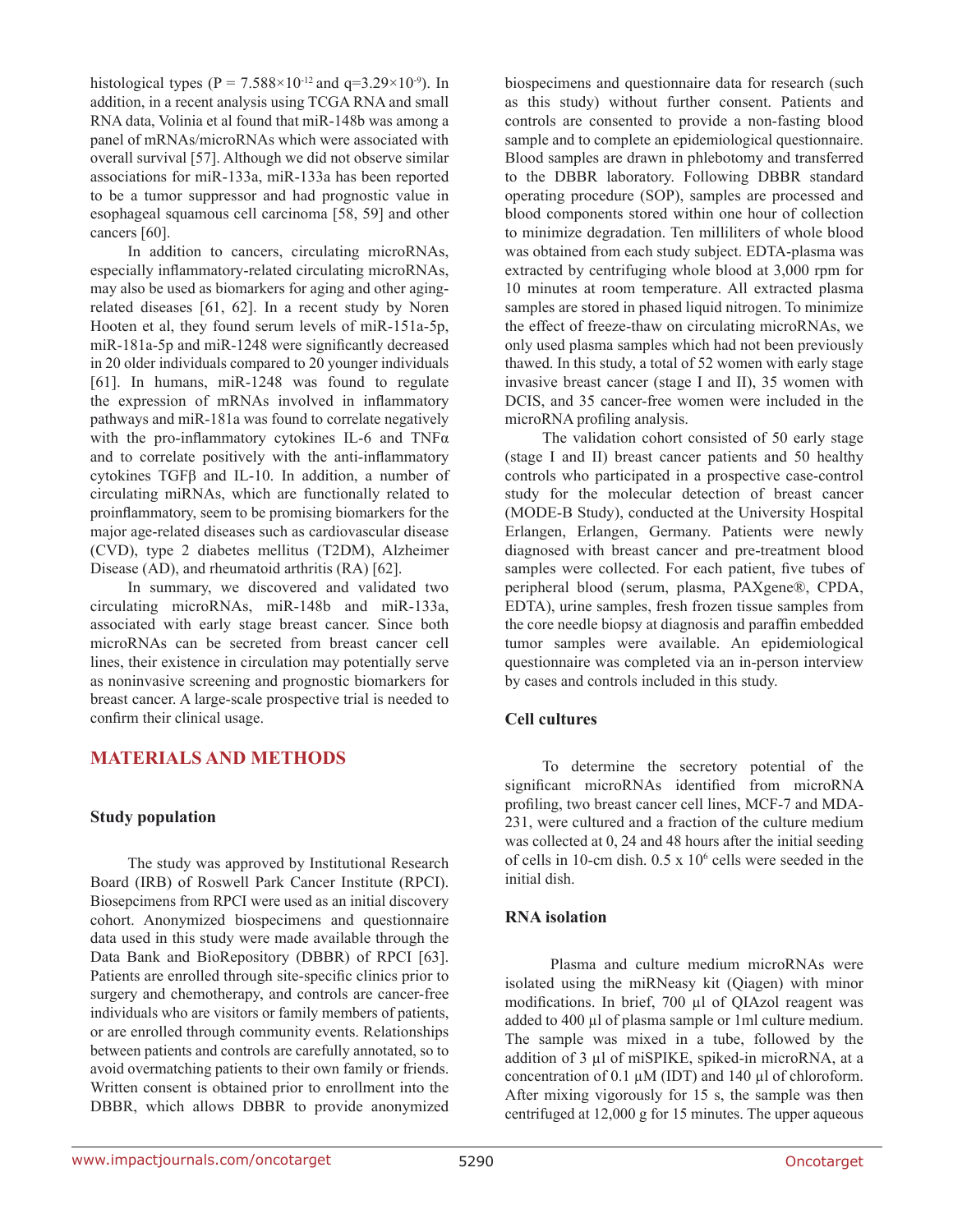histological types ($P = 7.588 \times 10^{-12}$ and $q = 3.29 \times 10^{-9}$). In addition, in a recent analysis using TCGA RNA and small RNA data, Volinia et al found that miR-148b was among a panel of mRNAs/microRNAs which were associated with overall survival [57]. Although we did not observe similar associations for miR-133a, miR-133a has been reported to be a tumor suppressor and had prognostic value in esophageal squamous cell carcinoma [58, 59] and other cancers [60].

In addition to cancers, circulating microRNAs, especially inflammatory-related circulating microRNAs, may also be used as biomarkers for aging and other aging-related diseases [61, 62]. In a recent study by Noren Hooten et al, they found serum levels of miR-151a-5p, miR-181a-5p and miR-1248 were significantly decreased in 20 older individuals compared to 20 younger individuals [61]. In humans, miR-1248 was found to regulate the expression of mRNAs involved in inflammatory pathways and miR-181a was found to correlate negatively with the pro-inflammatory cytokines IL-6 and TNFα and to correlate positively with the anti-inflammatory cytokines TGFβ and IL-10. In addition, a number of circulating miRNAs, which are functionally related to proinflammatory, seem to be promising biomarkers for the major age-related diseases such as cardiovascular disease (CVD), type 2 diabetes mellitus (T2DM), Alzheimer Disease (AD), and rheumatoid arthritis (RA) [62].

In summary, we discovered and validated two circulating microRNAs, miR-148b and miR-133a, associated with early stage breast cancer. Since both microRNAs can be secreted from breast cancer cell lines, their existence in circulation may potentially serve as noninvasive screening and prognostic biomarkers for breast cancer. A large-scale prospective trial is needed to confirm their clinical usage.

## MATERIALS AND METHODS

### Study population

The study was approved by Institutional Research Board (IRB) of Roswell Park Cancer Institute (RPCI). Biosepcimens from RPCI were used as an initial discovery cohort. Anonymized biospecimens and questionnaire data used in this study were made available through the Data Bank and BioRepository (DBBR) of RPCI [63]. Patients are enrolled through site-specific clinics prior to surgery and chemotherapy, and controls are cancer-free individuals who are visitors or family members of patients, or are enrolled through community events. Relationships between patients and controls are carefully annotated, so to avoid overmatching patients to their own family or friends. Written consent is obtained prior to enrollment into the DBBR, which allows DBBR to provide anonymized biospecimens and questionnaire data for research (such as this study) without further consent. Patients and controls are consented to provide a non-fasting blood sample and to complete an epidemiological questionnaire. Blood samples are drawn in phlebotomy and transferred to the DBBR laboratory. Following DBBR standard operating procedure (SOP), samples are processed and blood components stored within one hour of collection to minimize degradation. Ten milliliters of whole blood was obtained from each study subject. EDTA-plasma was extracted by centrifuging whole blood at 3,000 rpm for 10 minutes at room temperature. All extracted plasma samples are stored in phased liquid nitrogen. To minimize the effect of freeze-thaw on circulating microRNAs, we only used plasma samples which had not been previously thawed. In this study, a total of 52 women with early stage invasive breast cancer (stage I and II), 35 women with DCIS, and 35 cancer-free women were included in the microRNA profiling analysis.

The validation cohort consisted of 50 early stage (stage I and II) breast cancer patients and 50 healthy controls who participated in a prospective case-control study for the molecular detection of breast cancer (MODE-B Study), conducted at the University Hospital Erlangen, Erlangen, Germany. Patients were newly diagnosed with breast cancer and pre-treatment blood samples were collected. For each patient, five tubes of peripheral blood (serum, plasma, PAXgene®, CPDA, EDTA), urine samples, fresh frozen tissue samples from the core needle biopsy at diagnosis and paraffin embedded tumor samples were available. An epidemiological questionnaire was completed via an in-person interview by cases and controls included in this study.

### Cell cultures

To determine the secretory potential of the significant microRNAs identified from microRNA profiling, two breast cancer cell lines, MCF-7 and MDA-231, were cultured and a fraction of the culture medium was collected at 0, 24 and 48 hours after the initial seeding of cells in 10-cm dish. $0.5 \times 10^6$ cells were seeded in the initial dish.

### RNA isolation

Plasma and culture medium microRNAs were isolated using the miRNeasy kit (Qiagen) with minor modifications. In brief, 700 µl of QIAzol reagent was added to 400 µl of plasma sample or 1ml culture medium. The sample was mixed in a tube, followed by the addition of 3 µl of miSPIKE, spiked-in microRNA, at a concentration of 0.1 µM (IDT) and 140 µl of chloroform. After mixing vigorously for 15 s, the sample was then centrifuged at 12,000 g for 15 minutes. The upper aqueous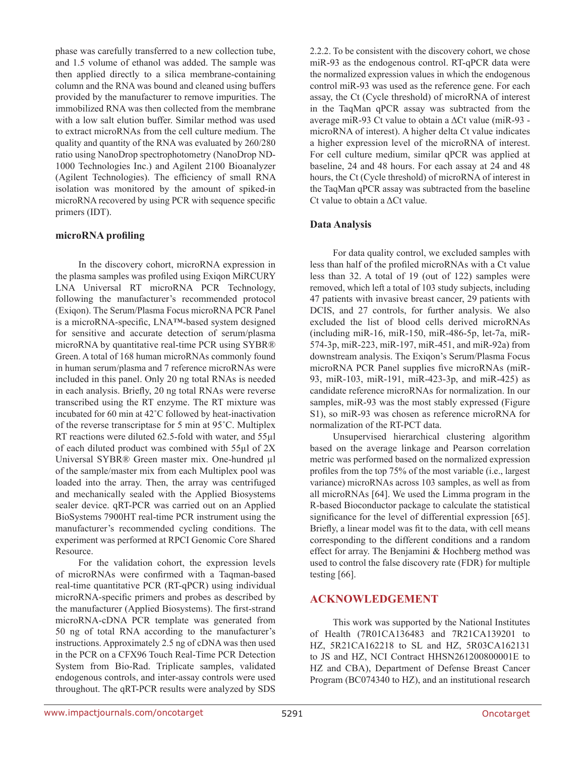phase was carefully transferred to a new collection tube, and 1.5 volume of ethanol was added. The sample was then applied directly to a silica membrane-containing column and the RNA was bound and cleaned using buffers provided by the manufacturer to remove impurities. The immobilized RNA was then collected from the membrane with a low salt elution buffer. Similar method was used to extract microRNAs from the cell culture medium. The quality and quantity of the RNA was evaluated by 260/280 ratio using NanoDrop spectrophotometry (NanoDrop ND-1000 Technologies Inc.) and Agilent 2100 Bioanalyzer (Agilent Technologies). The efficiency of small RNA isolation was monitored by the amount of spiked-in microRNA recovered by using PCR with sequence specific primers (IDT).

### microRNA profiling

In the discovery cohort, microRNA expression in the plasma samples was profiled using Exiqon MiRCURY LNA Universal RT microRNA PCR Technology, following the manufacturer's recommended protocol (Exiqon). The Serum/Plasma Focus microRNA PCR Panel is a microRNA-specific, LNA™-based system designed for sensitive and accurate detection of serum/plasma microRNA by quantitative real-time PCR using SYBR® Green. A total of 168 human microRNAs commonly found in human serum/plasma and 7 reference microRNAs were included in this panel. Only 20 ng total RNAs is needed in each analysis. Briefly, 20 ng total RNAs were reverse transcribed using the RT enzyme. The RT mixture was incubated for 60 min at 42°C followed by heat-inactivation of the reverse transcriptase for 5 min at 95°C. Multiplex RT reactions were diluted 62.5-fold with water, and 55µl of each diluted product was combined with 55µl of 2X Universal SYBR® Green master mix. One-hundred µl of the sample/master mix from each Multiplex pool was loaded into the array. Then, the array was centrifuged and mechanically sealed with the Applied Biosystems sealer device. qRT-PCR was carried out on an Applied BioSystems 7900HT real-time PCR instrument using the manufacturer's recommended cycling conditions. The experiment was performed at RPCI Genomic Core Shared Resource.

For the validation cohort, the expression levels of microRNAs were confirmed with a Taqman-based real-time quantitative PCR (RT-qPCR) using individual microRNA-specific primers and probes as described by the manufacturer (Applied Biosystems). The first-strand microRNA-cDNA PCR template was generated from 50 ng of total RNA according to the manufacturer's instructions. Approximately 2.5 ng of cDNA was then used in the PCR on a CFX96 Touch Real-Time PCR Detection System from Bio-Rad. Triplicate samples, validated endogenous controls, and inter-assay controls were used throughout. The qRT-PCR results were analyzed by SDS 2.2.2. To be consistent with the discovery cohort, we chose miR-93 as the endogenous control. RT-qPCR data were the normalized expression values in which the endogenous control miR-93 was used as the reference gene. For each assay, the Ct (Cycle threshold) of microRNA of interest in the TaqMan qPCR assay was subtracted from the average miR-93 Ct value to obtain a ΔCt value (miR-93 - microRNA of interest). A higher delta Ct value indicates a higher expression level of the microRNA of interest. For cell culture medium, similar qPCR was applied at baseline, 24 and 48 hours. For each assay at 24 and 48 hours, the Ct (Cycle threshold) of microRNA of interest in the TaqMan qPCR assay was subtracted from the baseline Ct value to obtain a ΔCt value.

### Data Analysis

For data quality control, we excluded samples with less than half of the profiled microRNAs with a Ct value less than 32. A total of 19 (out of 122) samples were removed, which left a total of 103 study subjects, including 47 patients with invasive breast cancer, 29 patients with DCIS, and 27 controls, for further analysis. We also excluded the list of blood cells derived microRNAs (including miR-16, miR-150, miR-486-5p, let-7a, miR-574-3p, miR-223, miR-197, miR-451, and miR-92a) from downstream analysis. The Exiqon's Serum/Plasma Focus microRNA PCR Panel supplies five microRNAs (miR-93, miR-103, miR-191, miR-423-3p, and miR-425) as candidate reference microRNAs for normalization. In our samples, miR-93 was the most stably expressed (Figure S1), so miR-93 was chosen as reference microRNA for normalization of the RT-PCT data.

Unsupervised hierarchical clustering algorithm based on the average linkage and Pearson correlation metric was performed based on the normalized expression profiles from the top 75% of the most variable (i.e., largest variance) microRNAs across 103 samples, as well as from all microRNAs [64]. We used the Limma program in the R-based Bioconductor package to calculate the statistical significance for the level of differential expression [65]. Briefly, a linear model was fit to the data, with cell means corresponding to the different conditions and a random effect for array. The Benjamini & Hochberg method was used to control the false discovery rate (FDR) for multiple testing [66].

## ACKNOWLEDGEMENT

This work was supported by the National Institutes of Health (7R01CA136483 and 7R21CA139201 to HZ, 5R21CA162218 to SL and HZ, 5R03CA162131 to JS and HZ, NCI Contract HHSN261200800001E to HZ and CBA), Department of Defense Breast Cancer Program (BC074340 to HZ), and an institutional research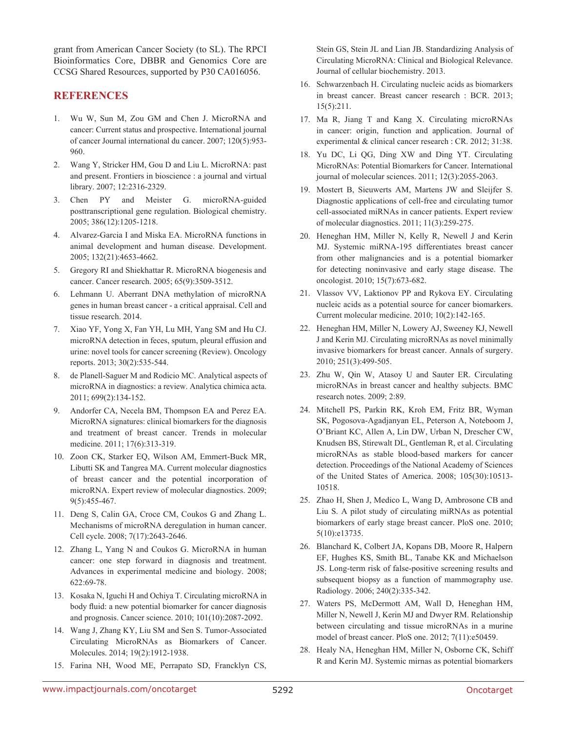grant from American Cancer Society (to SL). The RPCI Bioinformatics Core, DBBR and Genomics Core are CCSG Shared Resources, supported by P30 CA016056.

## REFERENCES

1. Wu W, Sun M, Zou GM and Chen J. MicroRNA and cancer: Current status and prospective. International journal of cancer Journal international du cancer. 2007; 120(5):953-960.

2. Wang Y, Stricker HM, Gou D and Liu L. MicroRNA: past and present. Frontiers in bioscience : a journal and virtual library. 2007; 12:2316-2329.

3. Chen PY and Meister G. microRNA-guided posttranscriptional gene regulation. Biological chemistry. 2005; 386(12):1205-1218.

4. Alvarez-Garcia I and Miska EA. MicroRNA functions in animal development and human disease. Development. 2005; 132(21):4653-4662.

5. Gregory RI and Shiekhattar R. MicroRNA biogenesis and cancer. Cancer research. 2005; 65(9):3509-3512.

6. Lehmann U. Aberrant DNA methylation of microRNA genes in human breast cancer - a critical appraisal. Cell and tissue research. 2014.

7. Xiao YF, Yong X, Fan YH, Lu MH, Yang SM and Hu CJ. microRNA detection in feces, sputum, pleural effusion and urine: novel tools for cancer screening (Review). Oncology reports. 2013; 30(2):535-544.

8. de Planell-Saguer M and Rodicio MC. Analytical aspects of microRNA in diagnostics: a review. Analytica chimica acta. 2011; 699(2):134-152.

9. Andorfer CA, Necela BM, Thompson EA and Perez EA. MicroRNA signatures: clinical biomarkers for the diagnosis and treatment of breast cancer. Trends in molecular medicine. 2011; 17(6):313-319.

10. Zoon CK, Starker EQ, Wilson AM, Emmert-Buck MR, Libutti SK and Tangrea MA. Current molecular diagnostics of breast cancer and the potential incorporation of microRNA. Expert review of molecular diagnostics. 2009; 9(5):455-467.

11. Deng S, Calin GA, Croce CM, Coukos G and Zhang L. Mechanisms of microRNA deregulation in human cancer. Cell cycle. 2008; 7(17):2643-2646.

12. Zhang L, Yang N and Coukos G. MicroRNA in human cancer: one step forward in diagnosis and treatment. Advances in experimental medicine and biology. 2008; 622:69-78.

13. Kosaka N, Iguchi H and Ochiya T. Circulating microRNA in body fluid: a new potential biomarker for cancer diagnosis and prognosis. Cancer science. 2010; 101(10):2087-2092.

14. Wang J, Zhang KY, Liu SM and Sen S. Tumor-Associated Circulating MicroRNAs as Biomarkers of Cancer. Molecules. 2014; 19(2):1912-1938.

15. Farina NH, Wood ME, Perrapato SD, Francklyn CS, Stein GS, Stein JL and Lian JB. Standardizing Analysis of Circulating MicroRNA: Clinical and Biological Relevance. Journal of cellular biochemistry. 2013.

16. Schwarzenbach H. Circulating nucleic acids as biomarkers in breast cancer. Breast cancer research : BCR. 2013; 15(5):211.

17. Ma R, Jiang T and Kang X. Circulating microRNAs in cancer: origin, function and application. Journal of experimental & clinical cancer research : CR. 2012; 31:38.

18. Yu DC, Li QG, Ding XW and Ding YT. Circulating MicroRNAs: Potential Biomarkers for Cancer. International journal of molecular sciences. 2011; 12(3):2055-2063.

19. Mostert B, Sieuwerts AM, Martens JW and Sleijfer S. Diagnostic applications of cell-free and circulating tumor cell-associated miRNAs in cancer patients. Expert review of molecular diagnostics. 2011; 11(3):259-275.

20. Heneghan HM, Miller N, Kelly R, Newell J and Kerin MJ. Systemic miRNA-195 differentiates breast cancer from other malignancies and is a potential biomarker for detecting noninvasive and early stage disease. The oncologist. 2010; 15(7):673-682.

21. Vlassov VV, Laktionov PP and Rykova EY. Circulating nucleic acids as a potential source for cancer biomarkers. Current molecular medicine. 2010; 10(2):142-165.

22. Heneghan HM, Miller N, Lowery AJ, Sweeney KJ, Newell J and Kerin MJ. Circulating microRNAs as novel minimally invasive biomarkers for breast cancer. Annals of surgery. 2010; 251(3):499-505.

23. Zhu W, Qin W, Atasoy U and Sauter ER. Circulating microRNAs in breast cancer and healthy subjects. BMC research notes. 2009; 2:89.

24. Mitchell PS, Parkin RK, Kroh EM, Fritz BR, Wyman SK, Pogosova-Agadjanyan EL, Peterson A, Noteboom J, O'Briant KC, Allen A, Lin DW, Urban N, Drescher CW, Knudsen BS, Stirewalt DL, Gentleman R, et al. Circulating microRNAs as stable blood-based markers for cancer detection. Proceedings of the National Academy of Sciences of the United States of America. 2008; 105(30):10513-10518.

25. Zhao H, Shen J, Medico L, Wang D, Ambrosone CB and Liu S. A pilot study of circulating miRNAs as potential biomarkers of early stage breast cancer. PloS one. 2010; 5(10):e13735.

26. Blanchard K, Colbert JA, Kopans DB, Moore R, Halpern EF, Hughes KS, Smith BL, Tanabe KK and Michaelson JS. Long-term risk of false-positive screening results and subsequent biopsy as a function of mammography use. Radiology. 2006; 240(2):335-342.

27. Waters PS, McDermott AM, Wall D, Heneghan HM, Miller N, Newell J, Kerin MJ and Dwyer RM. Relationship between circulating and tissue microRNAs in a murine model of breast cancer. PloS one. 2012; 7(11):e50459.

28. Healy NA, Heneghan HM, Miller N, Osborne CK, Schiff R and Kerin MJ. Systemic mirnas as potential biomarkers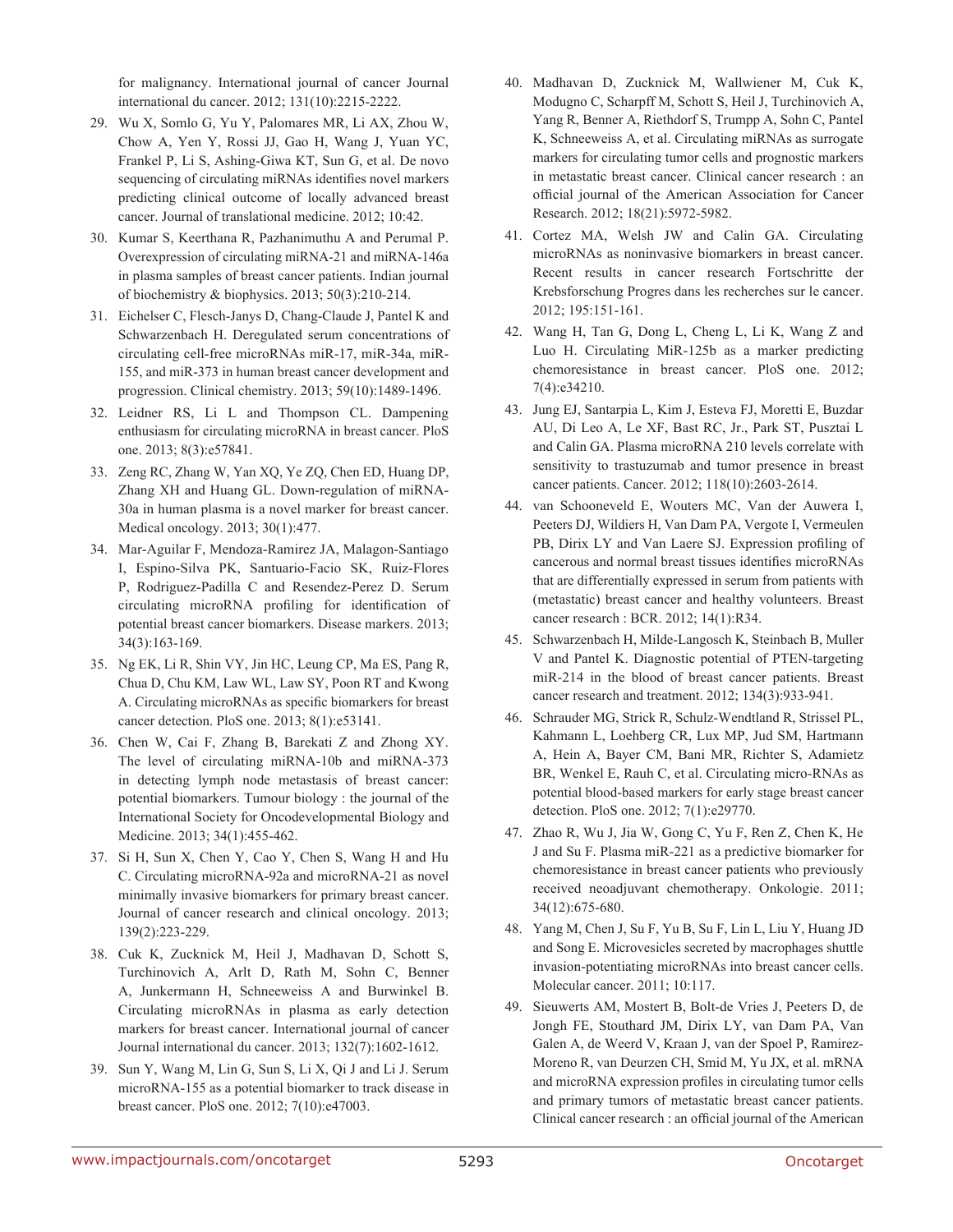for malignancy. International journal of cancer Journal international du cancer. 2012; 131(10):2215-2222.

29. Wu X, Somlo G, Yu Y, Palomares MR, Li AX, Zhou W, Chow A, Yen Y, Rossi JJ, Gao H, Wang J, Yuan YC, Frankel P, Li S, Ashing-Giwa KT, Sun G, et al. De novo sequencing of circulating miRNAs identifies novel markers predicting clinical outcome of locally advanced breast cancer. Journal of translational medicine. 2012; 10:42.

30. Kumar S, Keerthana R, Pazhanimuthu A and Perumal P. Overexpression of circulating miRNA-21 and miRNA-146a in plasma samples of breast cancer patients. Indian journal of biochemistry & biophysics. 2013; 50(3):210-214.

31. Eichelser C, Flesch-Janys D, Chang-Claude J, Pantel K and Schwarzenbach H. Deregulated serum concentrations of circulating cell-free microRNAs miR-17, miR-34a, miR-155, and miR-373 in human breast cancer development and progression. Clinical chemistry. 2013; 59(10):1489-1496.

32. Leidner RS, Li L and Thompson CL. Dampening enthusiasm for circulating microRNA in breast cancer. PloS one. 2013; 8(3):e57841.

33. Zeng RC, Zhang W, Yan XQ, Ye ZQ, Chen ED, Huang DP, Zhang XH and Huang GL. Down-regulation of miRNA-30a in human plasma is a novel marker for breast cancer. Medical oncology. 2013; 30(1):477.

34. Mar-Aguilar F, Mendoza-Ramirez JA, Malagon-Santiago I, Espino-Silva PK, Santuario-Facio SK, Ruiz-Flores P, Rodriguez-Padilla C and Resendez-Perez D. Serum circulating microRNA profiling for identification of potential breast cancer biomarkers. Disease markers. 2013; 34(3):163-169.

35. Ng EK, Li R, Shin VY, Jin HC, Leung CP, Ma ES, Pang R, Chua D, Chu KM, Law WL, Law SY, Poon RT and Kwong A. Circulating microRNAs as specific biomarkers for breast cancer detection. PloS one. 2013; 8(1):e53141.

36. Chen W, Cai F, Zhang B, Barekati Z and Zhong XY. The level of circulating miRNA-10b and miRNA-373 in detecting lymph node metastasis of breast cancer: potential biomarkers. Tumour biology : the journal of the International Society for Oncodevelopmental Biology and Medicine. 2013; 34(1):455-462.

37. Si H, Sun X, Chen Y, Cao Y, Chen S, Wang H and Hu C. Circulating microRNA-92a and microRNA-21 as novel minimally invasive biomarkers for primary breast cancer. Journal of cancer research and clinical oncology. 2013; 139(2):223-229.

38. Cuk K, Zucknick M, Heil J, Madhavan D, Schott S, Turchinovich A, Arlt D, Rath M, Sohn C, Benner A, Junkermann H, Schneeweiss A and Burwinkel B. Circulating microRNAs in plasma as early detection markers for breast cancer. International journal of cancer Journal international du cancer. 2013; 132(7):1602-1612.

39. Sun Y, Wang M, Lin G, Sun S, Li X, Qi J and Li J. Serum microRNA-155 as a potential biomarker to track disease in breast cancer. PloS one. 2012; 7(10):e47003.

40. Madhavan D, Zucknick M, Wallwiener M, Cuk K, Modugno C, Scharpff M, Schott S, Heil J, Turchinovich A, Yang R, Benner A, Riethdorf S, Trumpp A, Sohn C, Pantel K, Schneeweiss A, et al. Circulating miRNAs as surrogate markers for circulating tumor cells and prognostic markers in metastatic breast cancer. Clinical cancer research : an official journal of the American Association for Cancer Research. 2012; 18(21):5972-5982.

41. Cortez MA, Welsh JW and Calin GA. Circulating microRNAs as noninvasive biomarkers in breast cancer. Recent results in cancer research Fortschritte der Krebsforschung Progres dans les recherches sur le cancer. 2012; 195:151-161.

42. Wang H, Tan G, Dong L, Cheng L, Li K, Wang Z and Luo H. Circulating MiR-125b as a marker predicting chemoresistance in breast cancer. PloS one. 2012; 7(4):e34210.

43. Jung EJ, Santarpia L, Kim J, Esteva FJ, Moretti E, Buzdar AU, Di Leo A, Le XF, Bast RC, Jr., Park ST, Pusztai L and Calin GA. Plasma microRNA 210 levels correlate with sensitivity to trastuzumab and tumor presence in breast cancer patients. Cancer. 2012; 118(10):2603-2614.

44. van Schooneveld E, Wouters MC, Van der Auwera I, Peeters DJ, Wildiers H, Van Dam PA, Vergote I, Vermeulen PB, Dirix LY and Van Laere SJ. Expression profiling of cancerous and normal breast tissues identifies microRNAs that are differentially expressed in serum from patients with (metastatic) breast cancer and healthy volunteers. Breast cancer research : BCR. 2012; 14(1):R34.

45. Schwarzenbach H, Milde-Langosch K, Steinbach B, Muller V and Pantel K. Diagnostic potential of PTEN-targeting miR-214 in the blood of breast cancer patients. Breast cancer research and treatment. 2012; 134(3):933-941.

46. Schrauder MG, Strick R, Schulz-Wendtland R, Strissel PL, Kahmann L, Loehberg CR, Lux MP, Jud SM, Hartmann A, Hein A, Bayer CM, Bani MR, Richter S, Adamietz BR, Wenkel E, Rauh C, et al. Circulating micro-RNAs as potential blood-based markers for early stage breast cancer detection. PloS one. 2012; 7(1):e29770.

47. Zhao R, Wu J, Jia W, Gong C, Yu F, Ren Z, Chen K, He J and Su F. Plasma miR-221 as a predictive biomarker for chemoresistance in breast cancer patients who previously received neoadjuvant chemotherapy. Onkologie. 2011; 34(12):675-680.

48. Yang M, Chen J, Su F, Yu B, Su F, Lin L, Liu Y, Huang JD and Song E. Microvesicles secreted by macrophages shuttle invasion-potentiating microRNAs into breast cancer cells. Molecular cancer. 2011; 10:117.

49. Sieuwerts AM, Mostert B, Bolt-de Vries J, Peeters D, de Jongh FE, Stouthard JM, Dirix LY, van Dam PA, Van Galen A, de Weerd V, Kraan J, van der Spoel P, Ramirez-Moreno R, van Deurzen CH, Smid M, Yu JX, et al. mRNA and microRNA expression profiles in circulating tumor cells and primary tumors of metastatic breast cancer patients. Clinical cancer research : an official journal of the American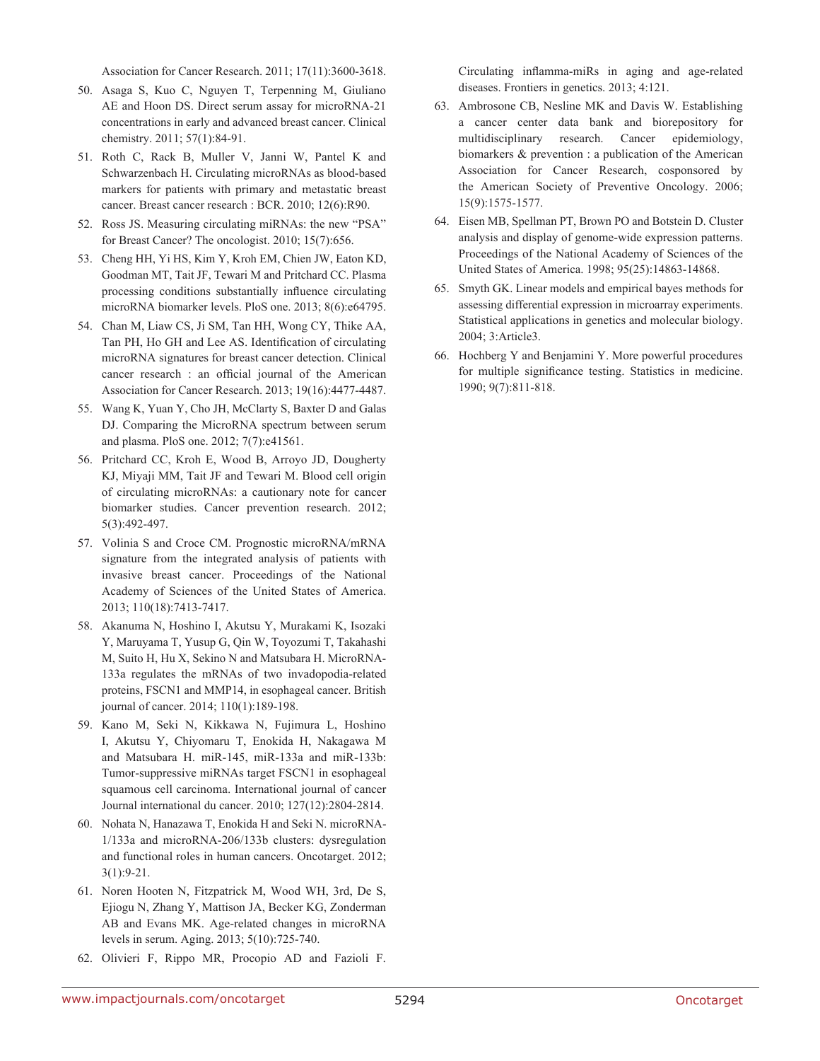Association for Cancer Research. 2011; 17(11):3600-3618.

50. Asaga S, Kuo C, Nguyen T, Terpenning M, Giuliano AE and Hoon DS. Direct serum assay for microRNA-21 concentrations in early and advanced breast cancer. Clinical chemistry. 2011; 57(1):84-91.

51. Roth C, Rack B, Muller V, Janni W, Pantel K and Schwarzenbach H. Circulating microRNAs as blood-based markers for patients with primary and metastatic breast cancer. Breast cancer research : BCR. 2010; 12(6):R90.

52. Ross JS. Measuring circulating miRNAs: the new "PSA" for Breast Cancer? The oncologist. 2010; 15(7):656.

53. Cheng HH, Yi HS, Kim Y, Kroh EM, Chien JW, Eaton KD, Goodman MT, Tait JF, Tewari M and Pritchard CC. Plasma processing conditions substantially influence circulating microRNA biomarker levels. PloS one. 2013; 8(6):e64795.

54. Chan M, Liaw CS, Ji SM, Tan HH, Wong CY, Thike AA, Tan PH, Ho GH and Lee AS. Identification of circulating microRNA signatures for breast cancer detection. Clinical cancer research : an official journal of the American Association for Cancer Research. 2013; 19(16):4477-4487.

55. Wang K, Yuan Y, Cho JH, McClarty S, Baxter D and Galas DJ. Comparing the MicroRNA spectrum between serum and plasma. PloS one. 2012; 7(7):e41561.

56. Pritchard CC, Kroh E, Wood B, Arroyo JD, Dougherty KJ, Miyaji MM, Tait JF and Tewari M. Blood cell origin of circulating microRNAs: a cautionary note for cancer biomarker studies. Cancer prevention research. 2012; 5(3):492-497.

57. Volinia S and Croce CM. Prognostic microRNA/mRNA signature from the integrated analysis of patients with invasive breast cancer. Proceedings of the National Academy of Sciences of the United States of America. 2013; 110(18):7413-7417.

58. Akanuma N, Hoshino I, Akutsu Y, Murakami K, Isozaki Y, Maruyama T, Yusup G, Qin W, Toyozumi T, Takahashi M, Suito H, Hu X, Sekino N and Matsubara H. MicroRNA-133a regulates the mRNAs of two invadopodia-related proteins, FSCN1 and MMP14, in esophageal cancer. British journal of cancer. 2014; 110(1):189-198.

59. Kano M, Seki N, Kikkawa N, Fujimura L, Hoshino I, Akutsu Y, Chiyomaru T, Enokida H, Nakagawa M and Matsubara H. miR-145, miR-133a and miR-133b: Tumor-suppressive miRNAs target FSCN1 in esophageal squamous cell carcinoma. International journal of cancer Journal international du cancer. 2010; 127(12):2804-2814.

60. Nohata N, Hanazawa T, Enokida H and Seki N. microRNA-1/133a and microRNA-206/133b clusters: dysregulation and functional roles in human cancers. Oncotarget. 2012; 3(1):9-21.

61. Noren Hooten N, Fitzpatrick M, Wood WH, 3rd, De S, Ejiogu N, Zhang Y, Mattison JA, Becker KG, Zonderman AB and Evans MK. Age-related changes in microRNA levels in serum. Aging. 2013; 5(10):725-740.

62. Olivieri F, Rippo MR, Procopio AD and Fazioli F. Circulating inflamma-miRs in aging and age-related diseases. Frontiers in genetics. 2013; 4:121.

63. Ambrosone CB, Nesline MK and Davis W. Establishing a cancer center data bank and biorepository for multidisciplinary research. Cancer epidemiology, biomarkers & prevention : a publication of the American Association for Cancer Research, cosponsored by the American Society of Preventive Oncology. 2006; 15(9):1575-1577.

64. Eisen MB, Spellman PT, Brown PO and Botstein D. Cluster analysis and display of genome-wide expression patterns. Proceedings of the National Academy of Sciences of the United States of America. 1998; 95(25):14863-14868.

65. Smyth GK. Linear models and empirical bayes methods for assessing differential expression in microarray experiments. Statistical applications in genetics and molecular biology. 2004; 3:Article3.

66. Hochberg Y and Benjamini Y. More powerful procedures for multiple significance testing. Statistics in medicine. 1990; 9(7):811-818.